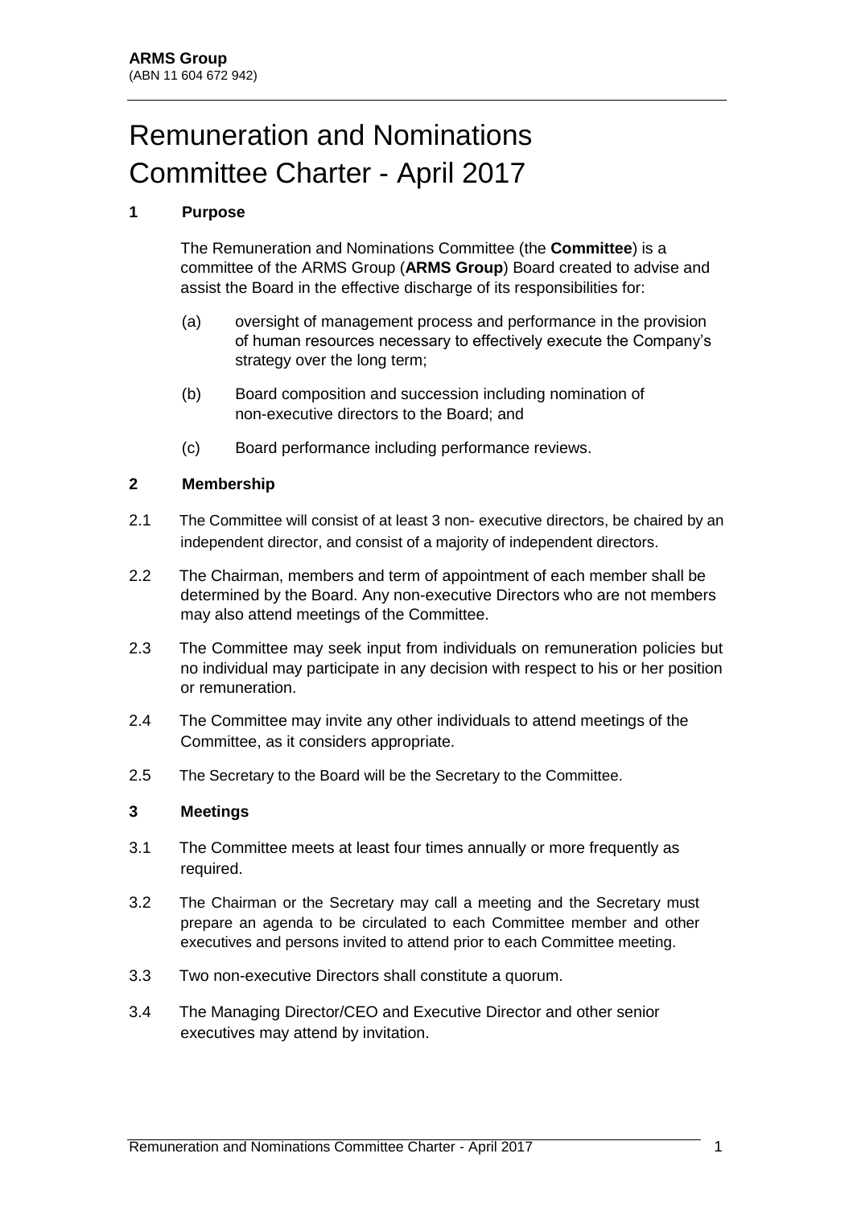**ARMS Group**
(ABN 11 604 672 942)

# Remuneration and Nominations Committee Charter - April 2017

## 1 Purpose

The Remuneration and Nominations Committee (the **Committee**) is a committee of the ARMS Group (**ARMS Group**) Board created to advise and assist the Board in the effective discharge of its responsibilities for:

(a) oversight of management process and performance in the provision of human resources necessary to effectively execute the Company's strategy over the long term;

(b) Board composition and succession including nomination of non-executive directors to the Board; and

(c) Board performance including performance reviews.

## 2 Membership

2.1 The Committee will consist of at least 3 non- executive directors, be chaired by an independent director, and consist of a majority of independent directors.

2.2 The Chairman, members and term of appointment of each member shall be determined by the Board. Any non-executive Directors who are not members may also attend meetings of the Committee.

2.3 The Committee may seek input from individuals on remuneration policies but no individual may participate in any decision with respect to his or her position or remuneration.

2.4 The Committee may invite any other individuals to attend meetings of the Committee, as it considers appropriate.

2.5 The Secretary to the Board will be the Secretary to the Committee.

## 3 Meetings

3.1 The Committee meets at least four times annually or more frequently as required.

3.2 The Chairman or the Secretary may call a meeting and the Secretary must prepare an agenda to be circulated to each Committee member and other executives and persons invited to attend prior to each Committee meeting.

3.3 Two non-executive Directors shall constitute a quorum.

3.4 The Managing Director/CEO and Executive Director and other senior executives may attend by invitation.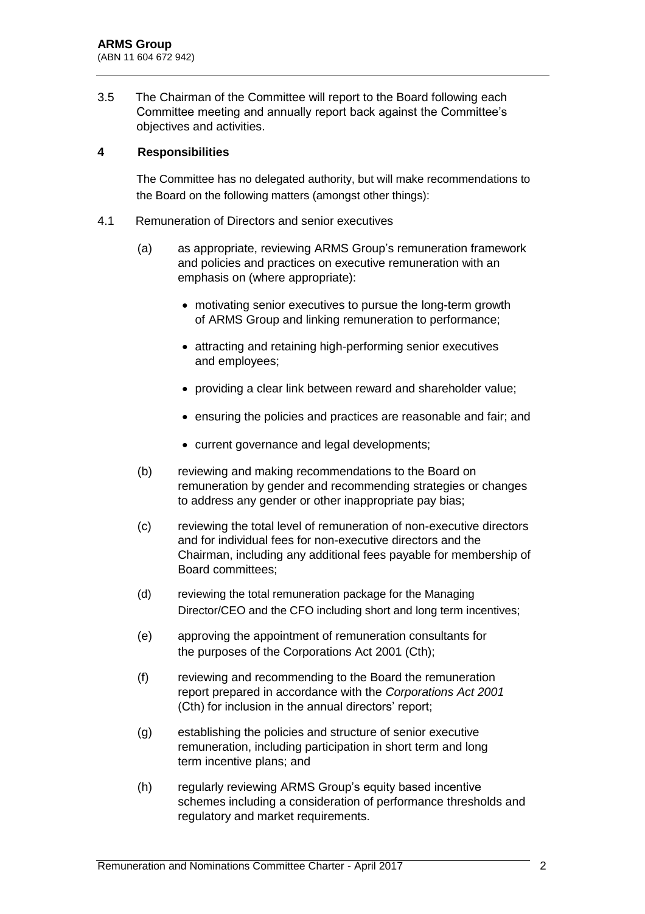3.5 The Chairman of the Committee will report to the Board following each Committee meeting and annually report back against the Committee's objectives and activities.

## 4 Responsibilities

The Committee has no delegated authority, but will make recommendations to the Board on the following matters (amongst other things):

4.1 Remuneration of Directors and senior executives

(a) as appropriate, reviewing ARMS Group's remuneration framework and policies and practices on executive remuneration with an emphasis on (where appropriate):

- motivating senior executives to pursue the long-term growth of ARMS Group and linking remuneration to performance;
- attracting and retaining high-performing senior executives and employees;
- providing a clear link between reward and shareholder value;
- ensuring the policies and practices are reasonable and fair; and
- current governance and legal developments;

(b) reviewing and making recommendations to the Board on remuneration by gender and recommending strategies or changes to address any gender or other inappropriate pay bias;

(c) reviewing the total level of remuneration of non-executive directors and for individual fees for non-executive directors and the Chairman, including any additional fees payable for membership of Board committees;

(d) reviewing the total remuneration package for the Managing Director/CEO and the CFO including short and long term incentives;

(e) approving the appointment of remuneration consultants for the purposes of the Corporations Act 2001 (Cth);

(f) reviewing and recommending to the Board the remuneration report prepared in accordance with the *Corporations Act 2001* (Cth) for inclusion in the annual directors' report;

(g) establishing the policies and structure of senior executive remuneration, including participation in short term and long term incentive plans; and

(h) regularly reviewing ARMS Group's equity based incentive schemes including a consideration of performance thresholds and regulatory and market requirements.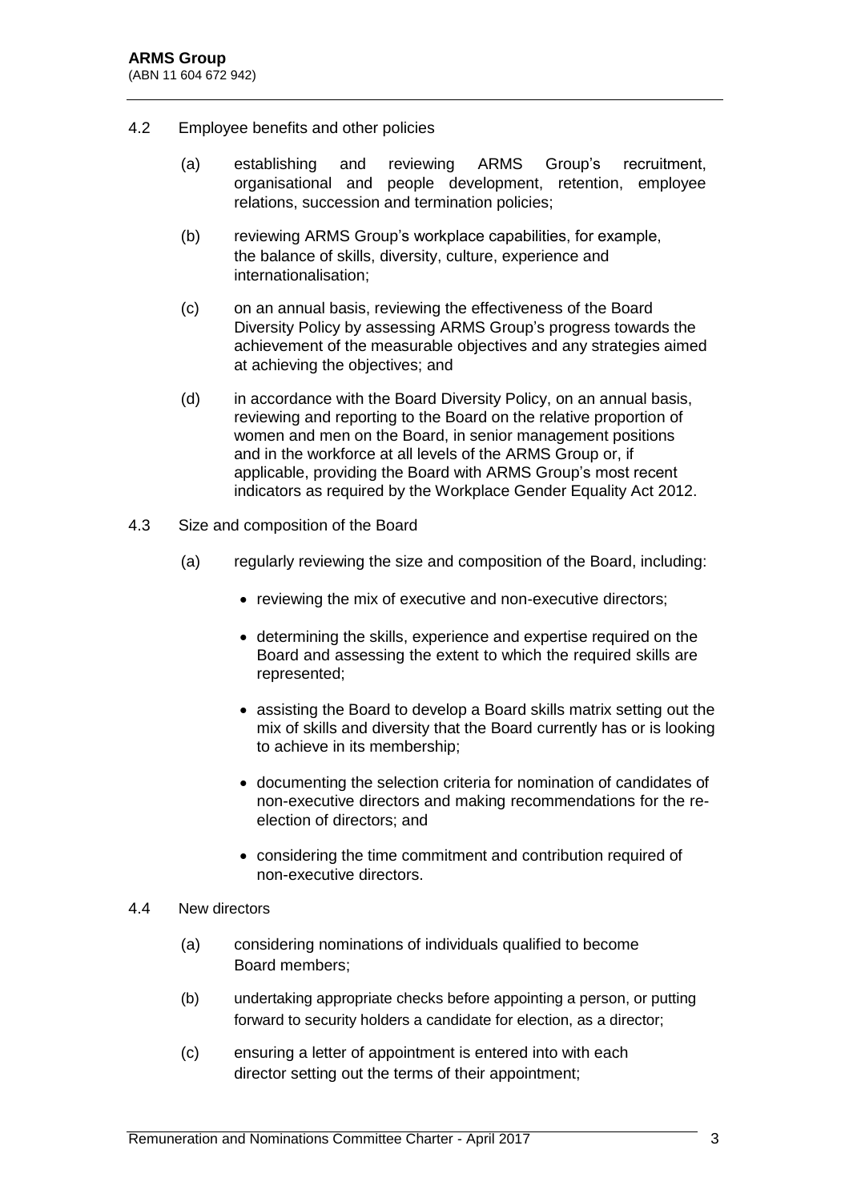4.2 Employee benefits and other policies

(a) establishing and reviewing ARMS Group's recruitment, organisational and people development, retention, employee relations, succession and termination policies;

(b) reviewing ARMS Group's workplace capabilities, for example, the balance of skills, diversity, culture, experience and internationalisation;

(c) on an annual basis, reviewing the effectiveness of the Board Diversity Policy by assessing ARMS Group's progress towards the achievement of the measurable objectives and any strategies aimed at achieving the objectives; and

(d) in accordance with the Board Diversity Policy, on an annual basis, reviewing and reporting to the Board on the relative proportion of women and men on the Board, in senior management positions and in the workforce at all levels of the ARMS Group or, if applicable, providing the Board with ARMS Group's most recent indicators as required by the Workplace Gender Equality Act 2012.

4.3 Size and composition of the Board

(a) regularly reviewing the size and composition of the Board, including:

- reviewing the mix of executive and non-executive directors;
- determining the skills, experience and expertise required on the Board and assessing the extent to which the required skills are represented;
- assisting the Board to develop a Board skills matrix setting out the mix of skills and diversity that the Board currently has or is looking to achieve in its membership;
- documenting the selection criteria for nomination of candidates of non-executive directors and making recommendations for the re-election of directors; and
- considering the time commitment and contribution required of non-executive directors.

4.4 New directors

(a) considering nominations of individuals qualified to become Board members;

(b) undertaking appropriate checks before appointing a person, or putting forward to security holders a candidate for election, as a director;

(c) ensuring a letter of appointment is entered into with each director setting out the terms of their appointment;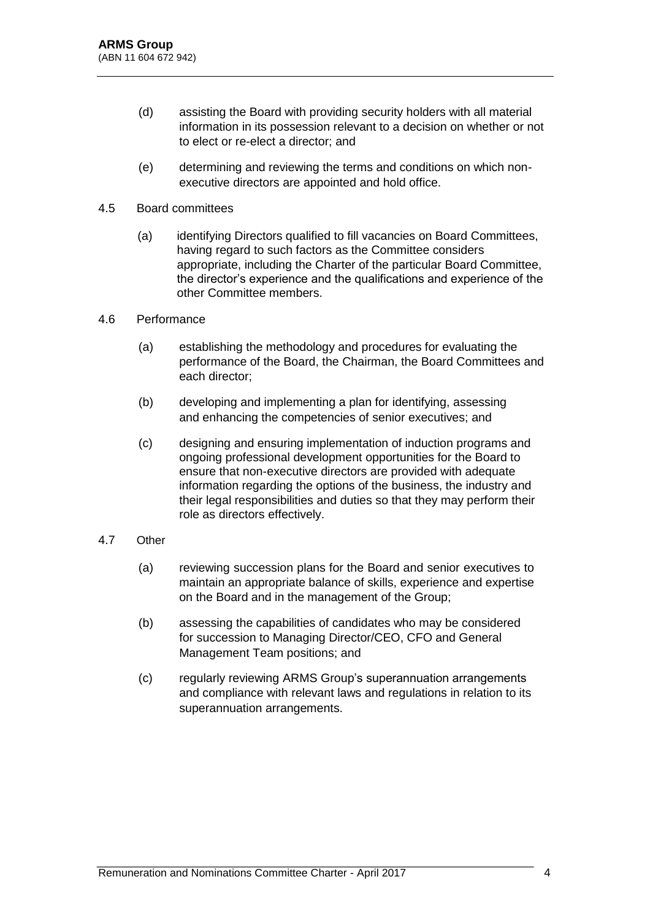(d) assisting the Board with providing security holders with all material information in its possession relevant to a decision on whether or not to elect or re-elect a director; and

(e) determining and reviewing the terms and conditions on which non-executive directors are appointed and hold office.

4.5 Board committees

(a) identifying Directors qualified to fill vacancies on Board Committees, having regard to such factors as the Committee considers appropriate, including the Charter of the particular Board Committee, the director's experience and the qualifications and experience of the other Committee members.

4.6 Performance

(a) establishing the methodology and procedures for evaluating the performance of the Board, the Chairman, the Board Committees and each director;

(b) developing and implementing a plan for identifying, assessing and enhancing the competencies of senior executives; and

(c) designing and ensuring implementation of induction programs and ongoing professional development opportunities for the Board to ensure that non-executive directors are provided with adequate information regarding the options of the business, the industry and their legal responsibilities and duties so that they may perform their role as directors effectively.

4.7 Other

(a) reviewing succession plans for the Board and senior executives to maintain an appropriate balance of skills, experience and expertise on the Board and in the management of the Group;

(b) assessing the capabilities of candidates who may be considered for succession to Managing Director/CEO, CFO and General Management Team positions; and

(c) regularly reviewing ARMS Group's superannuation arrangements and compliance with relevant laws and regulations in relation to its superannuation arrangements.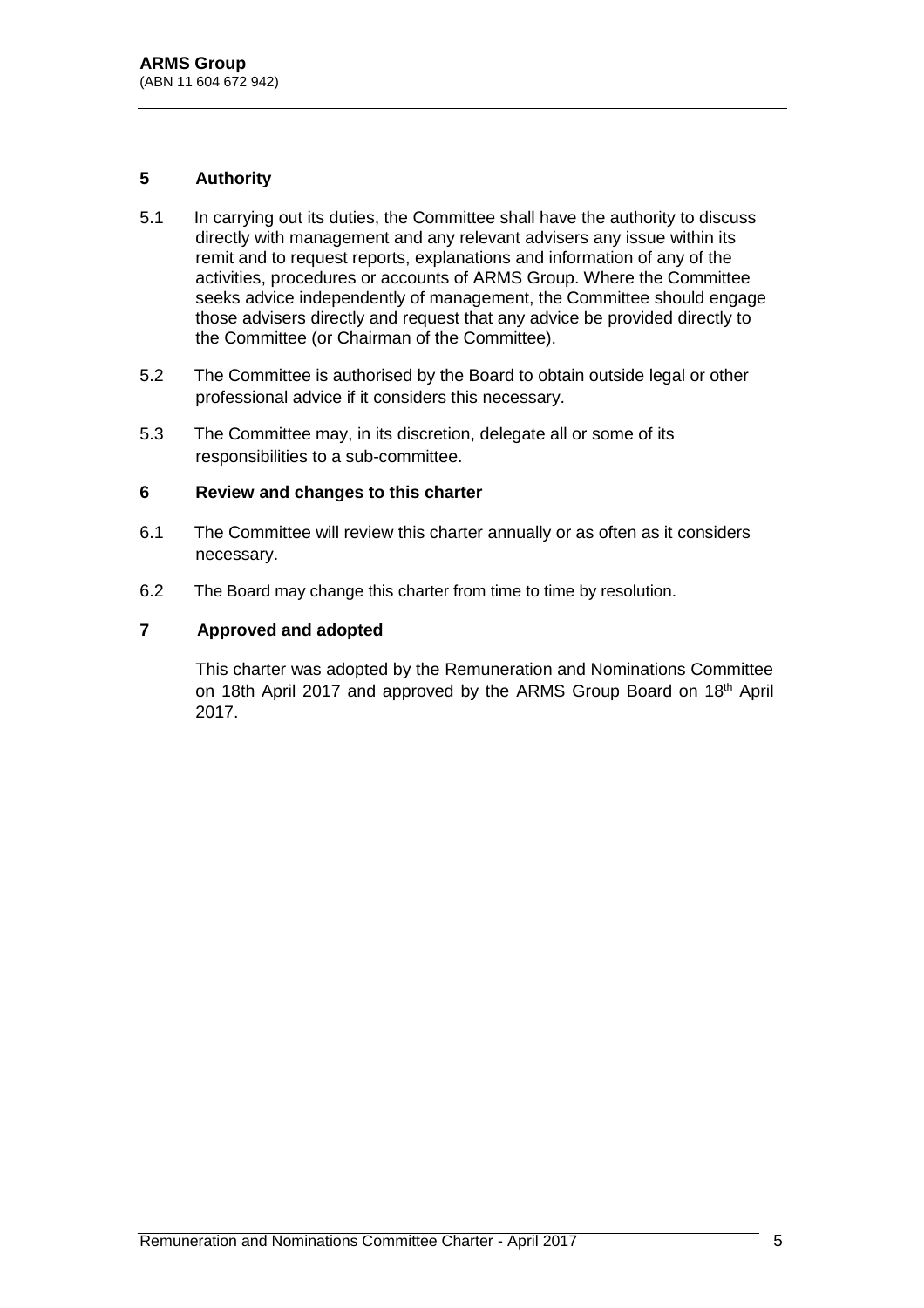## 5 Authority

5.1 In carrying out its duties, the Committee shall have the authority to discuss directly with management and any relevant advisers any issue within its remit and to request reports, explanations and information of any of the activities, procedures or accounts of ARMS Group. Where the Committee seeks advice independently of management, the Committee should engage those advisers directly and request that any advice be provided directly to the Committee (or Chairman of the Committee).

5.2 The Committee is authorised by the Board to obtain outside legal or other professional advice if it considers this necessary.

5.3 The Committee may, in its discretion, delegate all or some of its responsibilities to a sub-committee.

## 6 Review and changes to this charter

6.1 The Committee will review this charter annually or as often as it considers necessary.

6.2 The Board may change this charter from time to time by resolution.

## 7 Approved and adopted

This charter was adopted by the Remuneration and Nominations Committee on 18th April 2017 and approved by the ARMS Group Board on 18th April 2017.